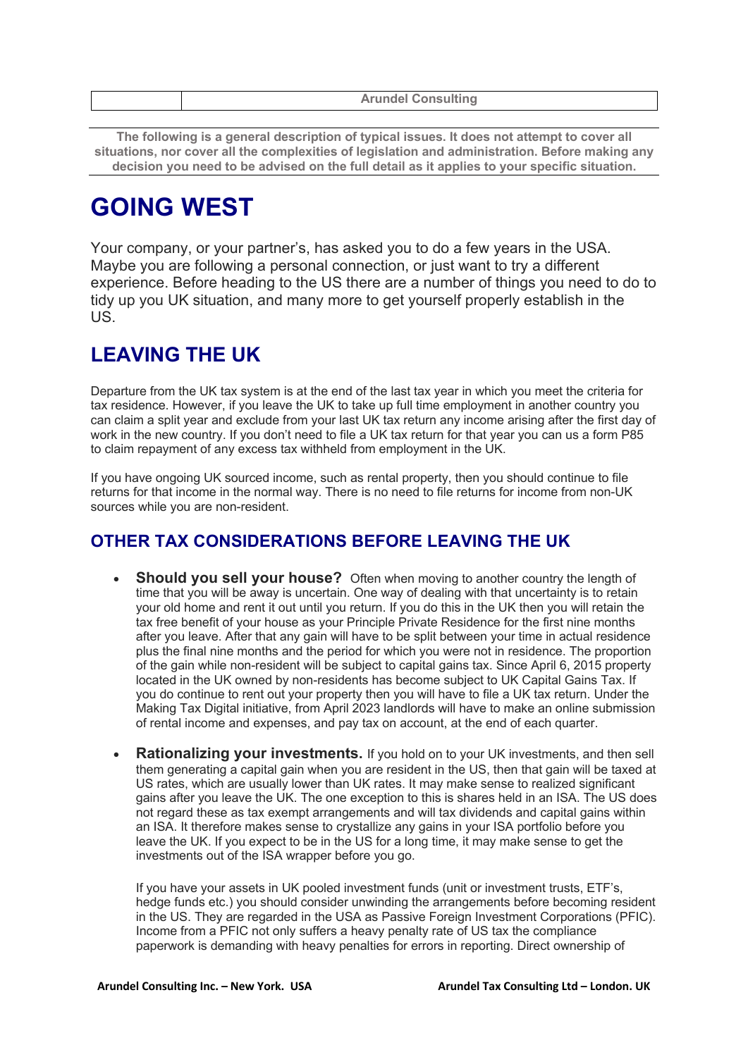| | Arundel Consulting |
|---|---|

**The following is a general description of typical issues. It does not attempt to cover all situations, nor cover all the complexities of legislation and administration. Before making any decision you need to be advised on the full detail as it applies to your specific situation.**

# GOING WEST

Your company, or your partner's, has asked you to do a few years in the USA. Maybe you are following a personal connection, or just want to try a different experience. Before heading to the US there are a number of things you need to do to tidy up you UK situation, and many more to get yourself properly establish in the US.

## LEAVING THE UK

Departure from the UK tax system is at the end of the last tax year in which you meet the criteria for tax residence. However, if you leave the UK to take up full time employment in another country you can claim a split year and exclude from your last UK tax return any income arising after the first day of work in the new country. If you don't need to file a UK tax return for that year you can us a form P85 to claim repayment of any excess tax withheld from employment in the UK.

If you have ongoing UK sourced income, such as rental property, then you should continue to file returns for that income in the normal way. There is no need to file returns for income from non-UK sources while you are non-resident.

### OTHER TAX CONSIDERATIONS BEFORE LEAVING THE UK

- **Should you sell your house?** Often when moving to another country the length of time that you will be away is uncertain. One way of dealing with that uncertainty is to retain your old home and rent it out until you return. If you do this in the UK then you will retain the tax free benefit of your house as your Principle Private Residence for the first nine months after you leave. After that any gain will have to be split between your time in actual residence plus the final nine months and the period for which you were not in residence. The proportion of the gain while non-resident will be subject to capital gains tax. Since April 6, 2015 property located in the UK owned by non-residents has become subject to UK Capital Gains Tax. If you do continue to rent out your property then you will have to file a UK tax return. Under the Making Tax Digital initiative, from April 2023 landlords will have to make an online submission of rental income and expenses, and pay tax on account, at the end of each quarter.

- **Rationalizing your investments.** If you hold on to your UK investments, and then sell them generating a capital gain when you are resident in the US, then that gain will be taxed at US rates, which are usually lower than UK rates. It may make sense to realized significant gains after you leave the UK. The one exception to this is shares held in an ISA. The US does not regard these as tax exempt arrangements and will tax dividends and capital gains within an ISA. It therefore makes sense to crystallize any gains in your ISA portfolio before you leave the UK. If you expect to be in the US for a long time, it may make sense to get the investments out of the ISA wrapper before you go.

  If you have your assets in UK pooled investment funds (unit or investment trusts, ETF's, hedge funds etc.) you should consider unwinding the arrangements before becoming resident in the US. They are regarded in the USA as Passive Foreign Investment Corporations (PFIC). Income from a PFIC not only suffers a heavy penalty rate of US tax the compliance paperwork is demanding with heavy penalties for errors in reporting. Direct ownership of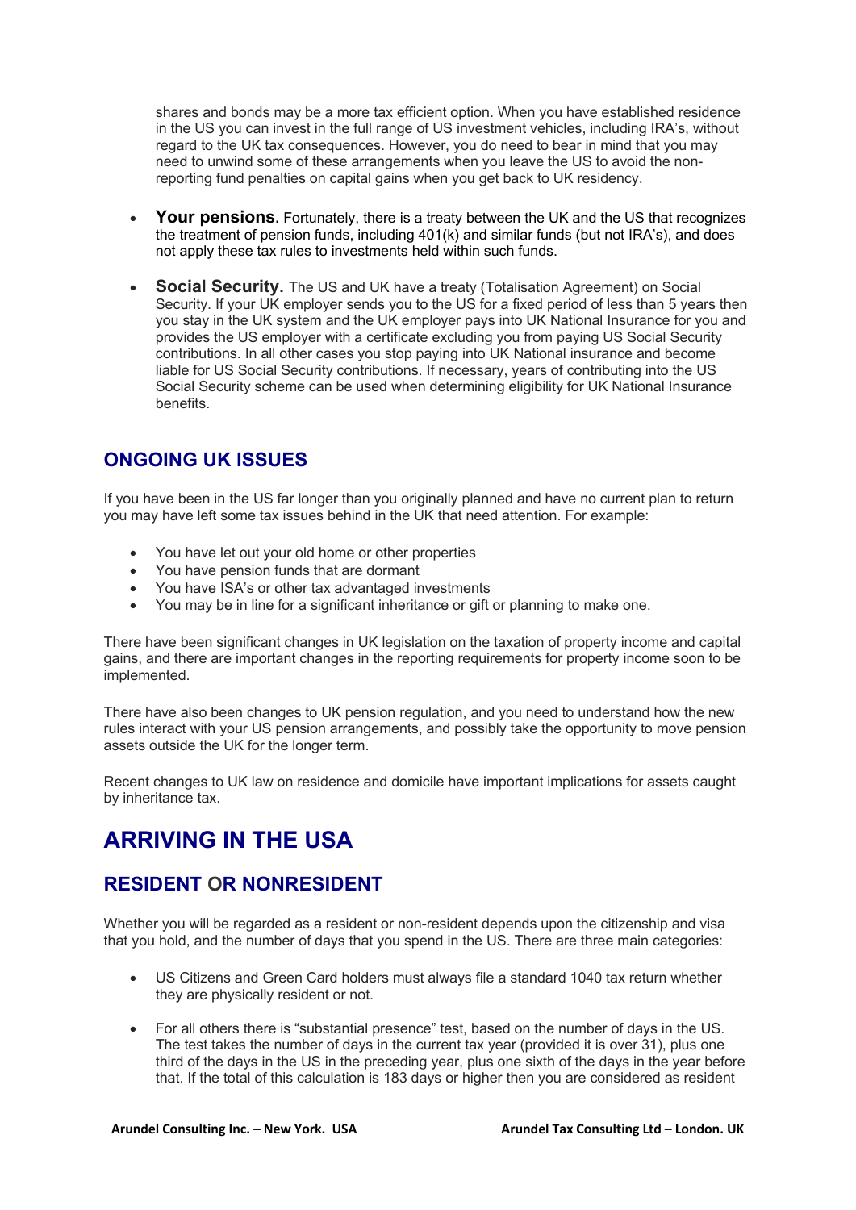shares and bonds may be a more tax efficient option. When you have established residence in the US you can invest in the full range of US investment vehicles, including IRA's, without regard to the UK tax consequences. However, you do need to bear in mind that you may need to unwind some of these arrangements when you leave the US to avoid the non-reporting fund penalties on capital gains when you get back to UK residency.

- **Your pensions.** Fortunately, there is a treaty between the UK and the US that recognizes the treatment of pension funds, including 401(k) and similar funds (but not IRA's), and does not apply these tax rules to investments held within such funds.

- **Social Security.** The US and UK have a treaty (Totalisation Agreement) on Social Security. If your UK employer sends you to the US for a fixed period of less than 5 years then you stay in the UK system and the UK employer pays into UK National Insurance for you and provides the US employer with a certificate excluding you from paying US Social Security contributions. In all other cases you stop paying into UK National insurance and become liable for US Social Security contributions. If necessary, years of contributing into the US Social Security scheme can be used when determining eligibility for UK National Insurance benefits.

## ONGOING UK ISSUES

If you have been in the US far longer than you originally planned and have no current plan to return you may have left some tax issues behind in the UK that need attention. For example:

- You have let out your old home or other properties
- You have pension funds that are dormant
- You have ISA's or other tax advantaged investments
- You may be in line for a significant inheritance or gift or planning to make one.

There have been significant changes in UK legislation on the taxation of property income and capital gains, and there are important changes in the reporting requirements for property income soon to be implemented.

There have also been changes to UK pension regulation, and you need to understand how the new rules interact with your US pension arrangements, and possibly take the opportunity to move pension assets outside the UK for the longer term.

Recent changes to UK law on residence and domicile have important implications for assets caught by inheritance tax.

# ARRIVING IN THE USA

## RESIDENT OR NONRESIDENT

Whether you will be regarded as a resident or non-resident depends upon the citizenship and visa that you hold, and the number of days that you spend in the US. There are three main categories:

- US Citizens and Green Card holders must always file a standard 1040 tax return whether they are physically resident or not.

- For all others there is "substantial presence" test, based on the number of days in the US. The test takes the number of days in the current tax year (provided it is over 31), plus one third of the days in the US in the preceding year, plus one sixth of the days in the year before that. If the total of this calculation is 183 days or higher then you are considered as resident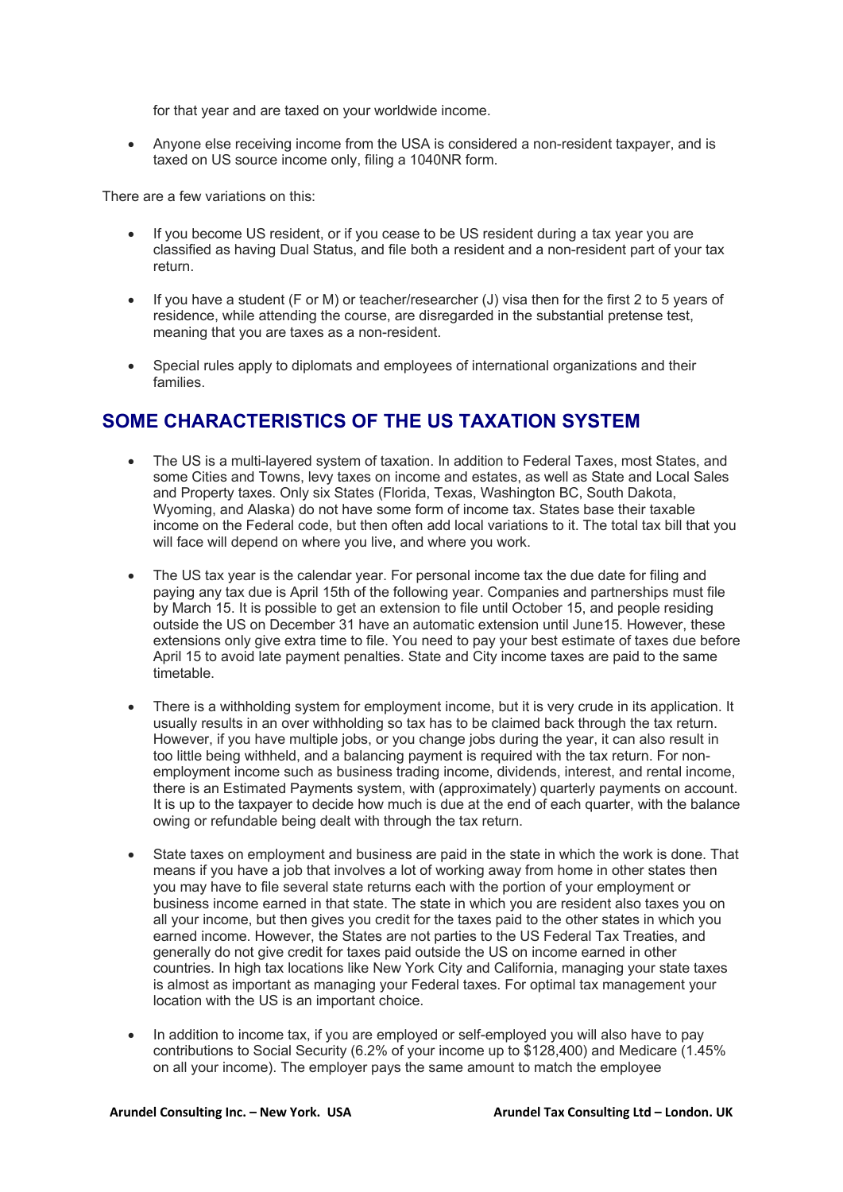for that year and are taxed on your worldwide income.

- Anyone else receiving income from the USA is considered a non-resident taxpayer, and is taxed on US source income only, filing a 1040NR form.

There are a few variations on this:

- If you become US resident, or if you cease to be US resident during a tax year you are classified as having Dual Status, and file both a resident and a non-resident part of your tax return.

- If you have a student (F or M) or teacher/researcher (J) visa then for the first 2 to 5 years of residence, while attending the course, are disregarded in the substantial pretense test, meaning that you are taxes as a non-resident.

- Special rules apply to diplomats and employees of international organizations and their families.

## SOME CHARACTERISTICS OF THE US TAXATION SYSTEM

- The US is a multi-layered system of taxation. In addition to Federal Taxes, most States, and some Cities and Towns, levy taxes on income and estates, as well as State and Local Sales and Property taxes. Only six States (Florida, Texas, Washington BC, South Dakota, Wyoming, and Alaska) do not have some form of income tax. States base their taxable income on the Federal code, but then often add local variations to it. The total tax bill that you will face will depend on where you live, and where you work.

- The US tax year is the calendar year. For personal income tax the due date for filing and paying any tax due is April 15th of the following year. Companies and partnerships must file by March 15. It is possible to get an extension to file until October 15, and people residing outside the US on December 31 have an automatic extension until June15. However, these extensions only give extra time to file. You need to pay your best estimate of taxes due before April 15 to avoid late payment penalties. State and City income taxes are paid to the same timetable.

- There is a withholding system for employment income, but it is very crude in its application. It usually results in an over withholding so tax has to be claimed back through the tax return. However, if you have multiple jobs, or you change jobs during the year, it can also result in too little being withheld, and a balancing payment is required with the tax return. For non-employment income such as business trading income, dividends, interest, and rental income, there is an Estimated Payments system, with (approximately) quarterly payments on account. It is up to the taxpayer to decide how much is due at the end of each quarter, with the balance owing or refundable being dealt with through the tax return.

- State taxes on employment and business are paid in the state in which the work is done. That means if you have a job that involves a lot of working away from home in other states then you may have to file several state returns each with the portion of your employment or business income earned in that state. The state in which you are resident also taxes you on all your income, but then gives you credit for the taxes paid to the other states in which you earned income. However, the States are not parties to the US Federal Tax Treaties, and generally do not give credit for taxes paid outside the US on income earned in other countries. In high tax locations like New York City and California, managing your state taxes is almost as important as managing your Federal taxes. For optimal tax management your location with the US is an important choice.

- In addition to income tax, if you are employed or self-employed you will also have to pay contributions to Social Security (6.2% of your income up to $128,400) and Medicare (1.45% on all your income). The employer pays the same amount to match the employee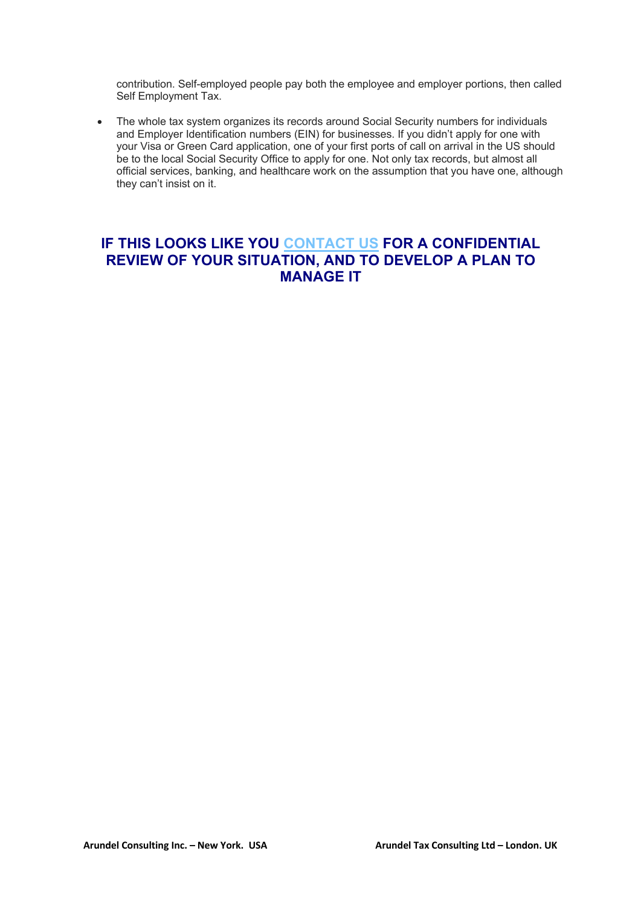contribution. Self-employed people pay both the employee and employer portions, then called Self Employment Tax.

- The whole tax system organizes its records around Social Security numbers for individuals and Employer Identification numbers (EIN) for businesses. If you didn't apply for one with your Visa or Green Card application, one of your first ports of call on arrival in the US should be to the local Social Security Office to apply for one. Not only tax records, but almost all official services, banking, and healthcare work on the assumption that you have one, although they can't insist on it.

## IF THIS LOOKS LIKE YOU CONTACT US FOR A CONFIDENTIAL REVIEW OF YOUR SITUATION, AND TO DEVELOP A PLAN TO MANAGE IT